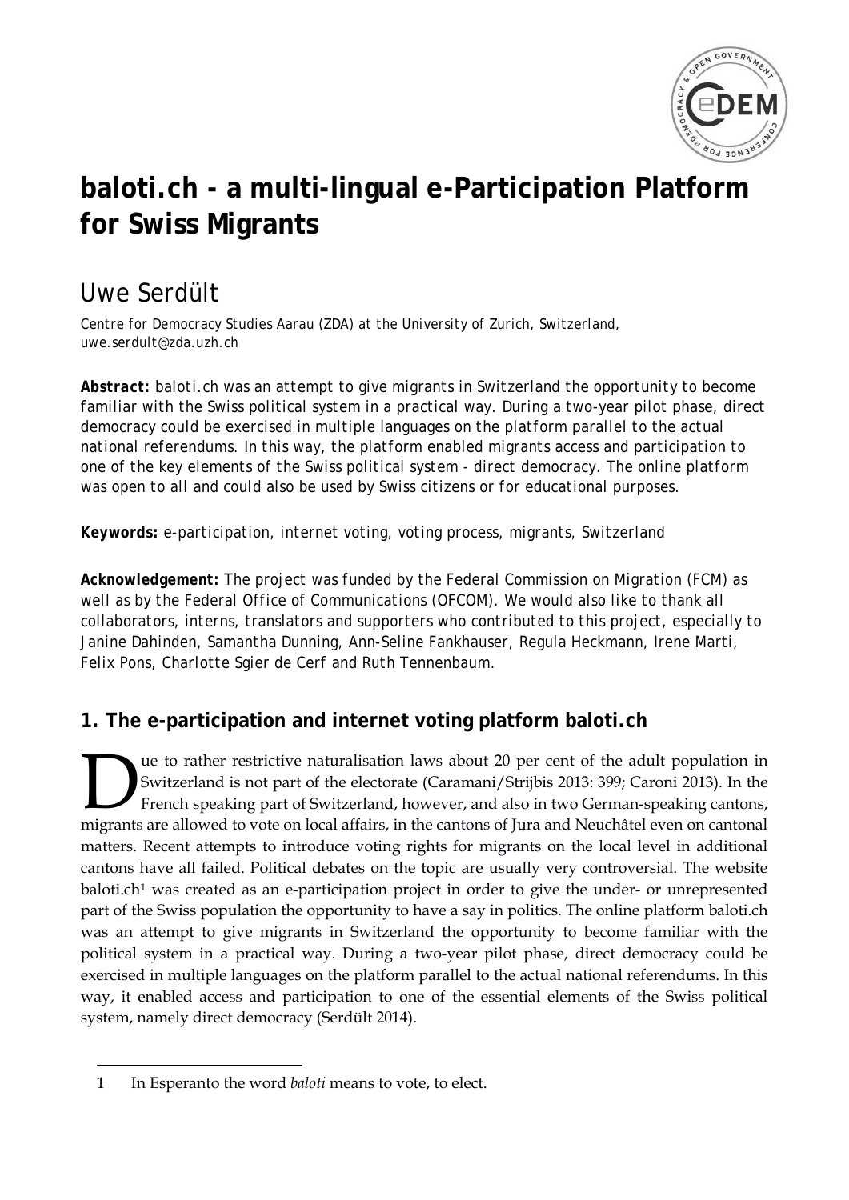# baloti.ch - a multi-lingual e-Participation Platform for Swiss Migrants

## Uwe Serdült

Centre for Democracy Studies Aarau (ZDA) at the University of Zurich, Switzerland, uwe.serdult@zda.uzh.ch

**Abstract:** *baloti.ch was an attempt to give migrants in Switzerland the opportunity to become familiar with the Swiss political system in a practical way. During a two-year pilot phase, direct democracy could be exercised in multiple languages on the platform parallel to the actual national referendums. In this way, the platform enabled migrants access and participation to one of the key elements of the Swiss political system - direct democracy. The online platform was open to all and could also be used by Swiss citizens or for educational purposes.*

**Keywords:** e-participation, internet voting, voting process, migrants, Switzerland

**Acknowledgement:** *The project was funded by the Federal Commission on Migration (FCM) as well as by the Federal Office of Communications (OFCOM). We would also like to thank all collaborators, interns, translators and supporters who contributed to this project, especially to Janine Dahinden, Samantha Dunning, Ann-Seline Fankhauser, Regula Heckmann, Irene Marti, Felix Pons, Charlotte Sgier de Cerf and Ruth Tennenbaum.*

## 1. The e-participation and internet voting platform baloti.ch

Due to rather restrictive naturalisation laws about 20 per cent of the adult population in Switzerland is not part of the electorate (Caramani/Strijbis 2013: 399; Caroni 2013). In the French speaking part of Switzerland, however, and also in two German-speaking cantons, migrants are allowed to vote on local affairs, in the cantons of Jura and Neuchâtel even on cantonal matters. Recent attempts to introduce voting rights for migrants on the local level in additional cantons have all failed. Political debates on the topic are usually very controversial. The website baloti.ch[1] was created as an e-participation project in order to give the under- or unrepresented part of the Swiss population the opportunity to have a say in politics. The online platform baloti.ch was an attempt to give migrants in Switzerland the opportunity to become familiar with the political system in a practical way. During a two-year pilot phase, direct democracy could be exercised in multiple languages on the platform parallel to the actual national referendums. In this way, it enabled access and participation to one of the essential elements of the Swiss political system, namely direct democracy (Serdült 2014).

---

1 In Esperanto the word *baloti* means to vote, to elect.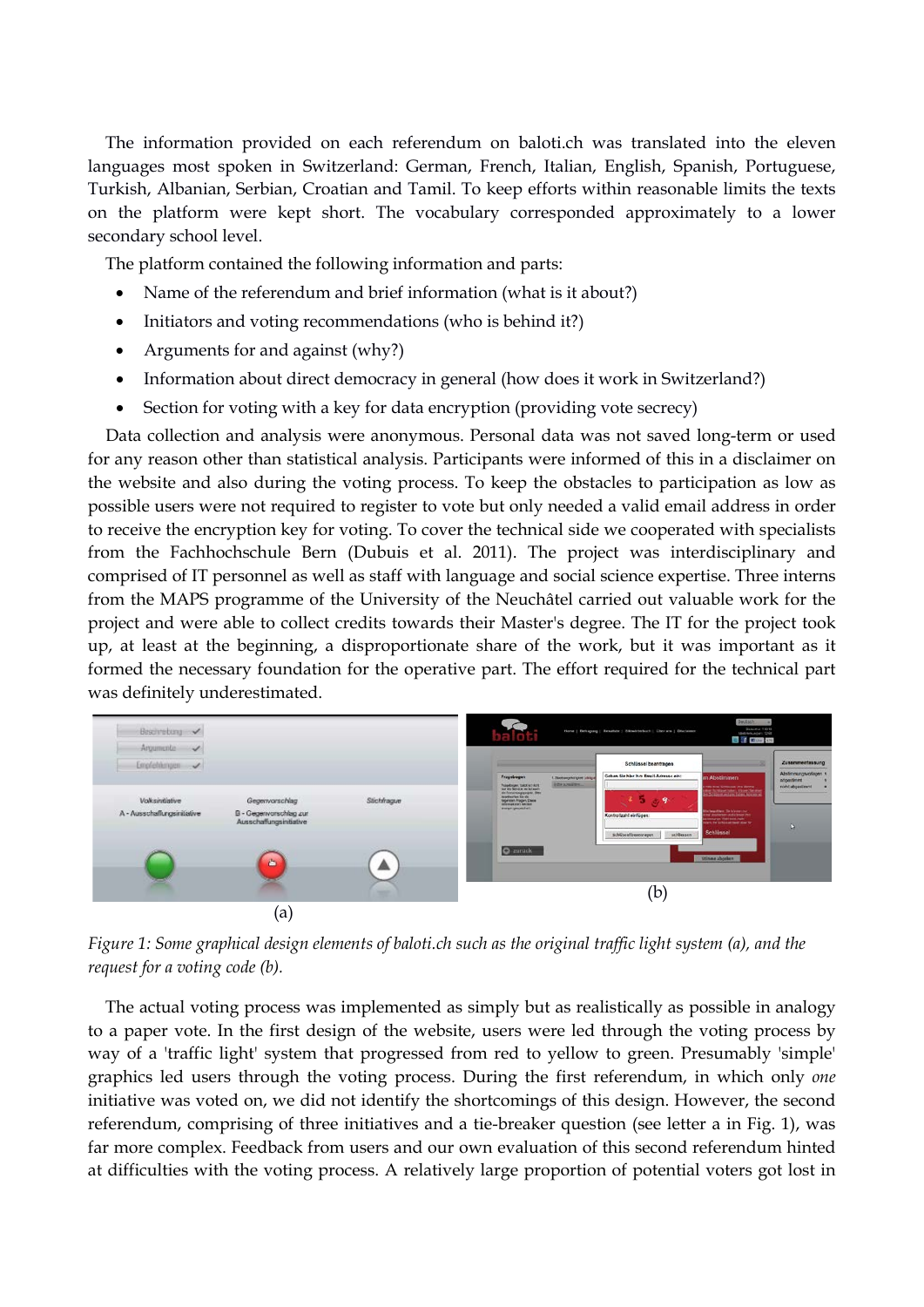The information provided on each referendum on baloti.ch was translated into the eleven languages most spoken in Switzerland: German, French, Italian, English, Spanish, Portuguese, Turkish, Albanian, Serbian, Croatian and Tamil. To keep efforts within reasonable limits the texts on the platform were kept short. The vocabulary corresponded approximately to a lower secondary school level.

The platform contained the following information and parts:

- Name of the referendum and brief information (what is it about?)
- Initiators and voting recommendations (who is behind it?)
- Arguments for and against (why?)
- Information about direct democracy in general (how does it work in Switzerland?)
- Section for voting with a key for data encryption (providing vote secrecy)

Data collection and analysis were anonymous. Personal data was not saved long-term or used for any reason other than statistical analysis. Participants were informed of this in a disclaimer on the website and also during the voting process. To keep the obstacles to participation as low as possible users were not required to register to vote but only needed a valid email address in order to receive the encryption key for voting. To cover the technical side we cooperated with specialists from the Fachhochschule Bern (Dubuis et al. 2011). The project was interdisciplinary and comprised of IT personnel as well as staff with language and social science expertise. Three interns from the MAPS programme of the University of the Neuchâtel carried out valuable work for the project and were able to collect credits towards their Master's degree. The IT for the project took up, at least at the beginning, a disproportionate share of the work, but it was important as it formed the necessary foundation for the operative part. The effort required for the technical part was definitely underestimated.

(a) (b)

*Figure 1: Some graphical design elements of baloti.ch such as the original traffic light system (a), and the request for a voting code (b).*

The actual voting process was implemented as simply but as realistically as possible in analogy to a paper vote. In the first design of the website, users were led through the voting process by way of a 'traffic light' system that progressed from red to yellow to green. Presumably 'simple' graphics led users through the voting process. During the first referendum, in which only *one* initiative was voted on, we did not identify the shortcomings of this design. However, the second referendum, comprising of three initiatives and a tie-breaker question (see letter a in Fig. 1), was far more complex. Feedback from users and our own evaluation of this second referendum hinted at difficulties with the voting process. A relatively large proportion of potential voters got lost in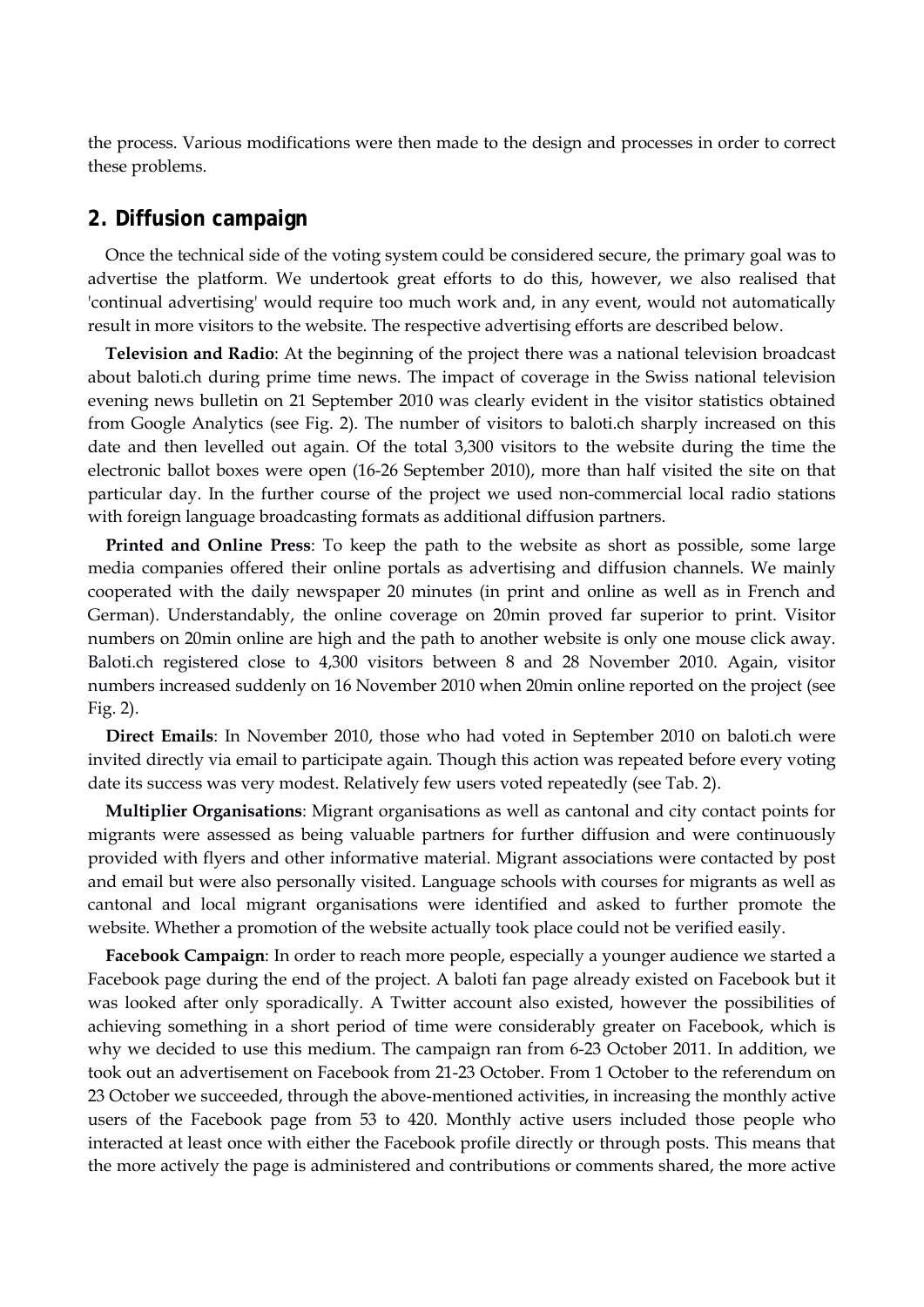the process. Various modifications were then made to the design and processes in order to correct these problems.

## 2. Diffusion campaign

Once the technical side of the voting system could be considered secure, the primary goal was to advertise the platform. We undertook great efforts to do this, however, we also realised that 'continual advertising' would require too much work and, in any event, would not automatically result in more visitors to the website. The respective advertising efforts are described below.

**Television and Radio**: At the beginning of the project there was a national television broadcast about baloti.ch during prime time news. The impact of coverage in the Swiss national television evening news bulletin on 21 September 2010 was clearly evident in the visitor statistics obtained from Google Analytics (see Fig. 2). The number of visitors to baloti.ch sharply increased on this date and then levelled out again. Of the total 3,300 visitors to the website during the time the electronic ballot boxes were open (16-26 September 2010), more than half visited the site on that particular day. In the further course of the project we used non-commercial local radio stations with foreign language broadcasting formats as additional diffusion partners.

**Printed and Online Press**: To keep the path to the website as short as possible, some large media companies offered their online portals as advertising and diffusion channels. We mainly cooperated with the daily newspaper 20 minutes (in print and online as well as in French and German). Understandably, the online coverage on 20min proved far superior to print. Visitor numbers on 20min online are high and the path to another website is only one mouse click away. Baloti.ch registered close to 4,300 visitors between 8 and 28 November 2010. Again, visitor numbers increased suddenly on 16 November 2010 when 20min online reported on the project (see Fig. 2).

**Direct Emails**: In November 2010, those who had voted in September 2010 on baloti.ch were invited directly via email to participate again. Though this action was repeated before every voting date its success was very modest. Relatively few users voted repeatedly (see Tab. 2).

**Multiplier Organisations**: Migrant organisations as well as cantonal and city contact points for migrants were assessed as being valuable partners for further diffusion and were continuously provided with flyers and other informative material. Migrant associations were contacted by post and email but were also personally visited. Language schools with courses for migrants as well as cantonal and local migrant organisations were identified and asked to further promote the website. Whether a promotion of the website actually took place could not be verified easily.

**Facebook Campaign**: In order to reach more people, especially a younger audience we started a Facebook page during the end of the project. A baloti fan page already existed on Facebook but it was looked after only sporadically. A Twitter account also existed, however the possibilities of achieving something in a short period of time were considerably greater on Facebook, which is why we decided to use this medium. The campaign ran from 6-23 October 2011. In addition, we took out an advertisement on Facebook from 21-23 October. From 1 October to the referendum on 23 October we succeeded, through the above-mentioned activities, in increasing the monthly active users of the Facebook page from 53 to 420. Monthly active users included those people who interacted at least once with either the Facebook profile directly or through posts. This means that the more actively the page is administered and contributions or comments shared, the more active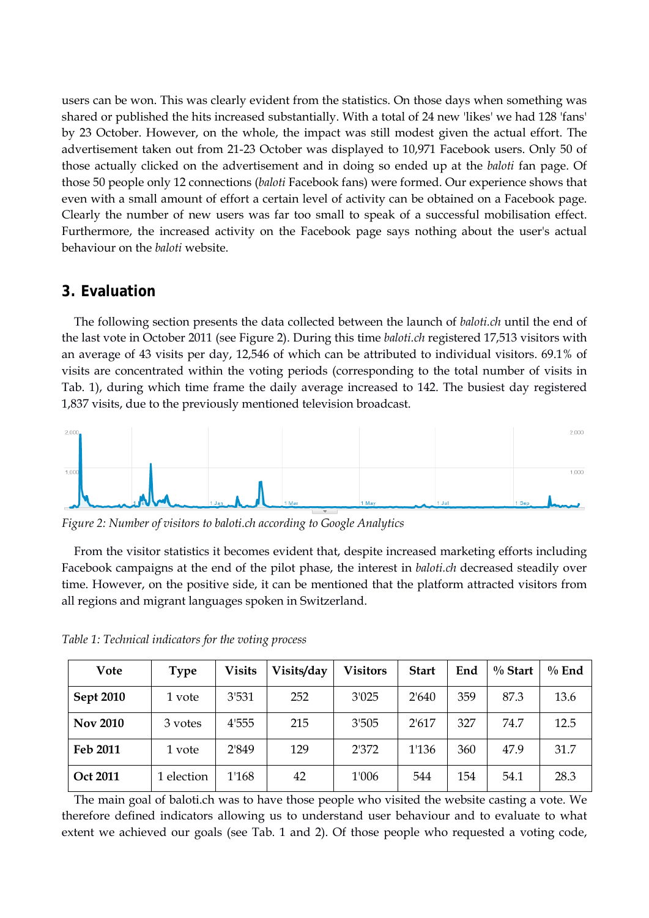users can be won. This was clearly evident from the statistics. On those days when something was shared or published the hits increased substantially. With a total of 24 new 'likes' we had 128 'fans' by 23 October. However, on the whole, the impact was still modest given the actual effort. The advertisement taken out from 21-23 October was displayed to 10,971 Facebook users. Only 50 of those actually clicked on the advertisement and in doing so ended up at the *baloti* fan page. Of those 50 people only 12 connections (*baloti* Facebook fans) were formed. Our experience shows that even with a small amount of effort a certain level of activity can be obtained on a Facebook page. Clearly the number of new users was far too small to speak of a successful mobilisation effect. Furthermore, the increased activity on the Facebook page says nothing about the user's actual behaviour on the *baloti* website.

## 3. Evaluation

The following section presents the data collected between the launch of *baloti.ch* until the end of the last vote in October 2011 (see Figure 2). During this time *baloti.ch* registered 17,513 visitors with an average of 43 visits per day, 12,546 of which can be attributed to individual visitors. 69.1% of visits are concentrated within the voting periods (corresponding to the total number of visits in Tab. 1), during which time frame the daily average increased to 142. The busiest day registered 1,837 visits, due to the previously mentioned television broadcast.

*Figure 2: Number of visitors to baloti.ch according to Google Analytics*

From the visitor statistics it becomes evident that, despite increased marketing efforts including Facebook campaigns at the end of the pilot phase, the interest in *baloti.ch* decreased steadily over time. However, on the positive side, it can be mentioned that the platform attracted visitors from all regions and migrant languages spoken in Switzerland.

*Table 1: Technical indicators for the voting process*

| Vote | Type | Visits | Visits/day | Visitors | Start | End | % Start | % End |
|---|---|---|---|---|---|---|---|---|
| **Sept 2010** | 1 vote | 3'531 | 252 | 3'025 | 2'640 | 359 | 87.3 | 13.6 |
| **Nov 2010** | 3 votes | 4'555 | 215 | 3'505 | 2'617 | 327 | 74.7 | 12.5 |
| **Feb 2011** | 1 vote | 2'849 | 129 | 2'372 | 1'136 | 360 | 47.9 | 31.7 |
| **Oct 2011** | 1 election | 1'168 | 42 | 1'006 | 544 | 154 | 54.1 | 28.3 |

The main goal of baloti.ch was to have those people who visited the website casting a vote. We therefore defined indicators allowing us to understand user behaviour and to evaluate to what extent we achieved our goals (see Tab. 1 and 2). Of those people who requested a voting code,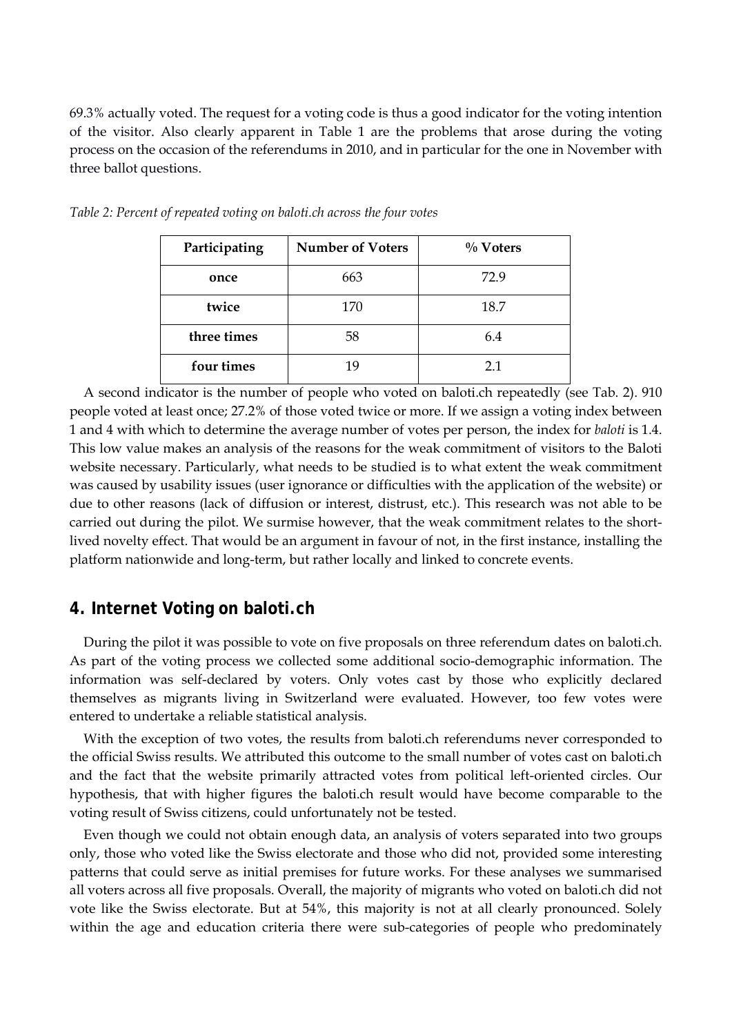69.3% actually voted. The request for a voting code is thus a good indicator for the voting intention of the visitor. Also clearly apparent in Table 1 are the problems that arose during the voting process on the occasion of the referendums in 2010, and in particular for the one in November with three ballot questions.

*Table 2: Percent of repeated voting on baloti.ch across the four votes*

| Participating | Number of Voters | % Voters |
|---|---|---|
| **once** | 663 | 72.9 |
| **twice** | 170 | 18.7 |
| **three times** | 58 | 6.4 |
| **four times** | 19 | 2.1 |

A second indicator is the number of people who voted on baloti.ch repeatedly (see Tab. 2). 910 people voted at least once; 27.2% of those voted twice or more. If we assign a voting index between 1 and 4 with which to determine the average number of votes per person, the index for *baloti* is 1.4. This low value makes an analysis of the reasons for the weak commitment of visitors to the Baloti website necessary. Particularly, what needs to be studied is to what extent the weak commitment was caused by usability issues (user ignorance or difficulties with the application of the website) or due to other reasons (lack of diffusion or interest, distrust, etc.). This research was not able to be carried out during the pilot. We surmise however, that the weak commitment relates to the short-lived novelty effect. That would be an argument in favour of not, in the first instance, installing the platform nationwide and long-term, but rather locally and linked to concrete events.

## 4. Internet Voting on baloti.ch

During the pilot it was possible to vote on five proposals on three referendum dates on baloti.ch. As part of the voting process we collected some additional socio-demographic information. The information was self-declared by voters. Only votes cast by those who explicitly declared themselves as migrants living in Switzerland were evaluated. However, too few votes were entered to undertake a reliable statistical analysis.

With the exception of two votes, the results from baloti.ch referendums never corresponded to the official Swiss results. We attributed this outcome to the small number of votes cast on baloti.ch and the fact that the website primarily attracted votes from political left-oriented circles. Our hypothesis, that with higher figures the baloti.ch result would have become comparable to the voting result of Swiss citizens, could unfortunately not be tested.

Even though we could not obtain enough data, an analysis of voters separated into two groups only, those who voted like the Swiss electorate and those who did not, provided some interesting patterns that could serve as initial premises for future works. For these analyses we summarised all voters across all five proposals. Overall, the majority of migrants who voted on baloti.ch did not vote like the Swiss electorate. But at 54%, this majority is not at all clearly pronounced. Solely within the age and education criteria there were sub-categories of people who predominately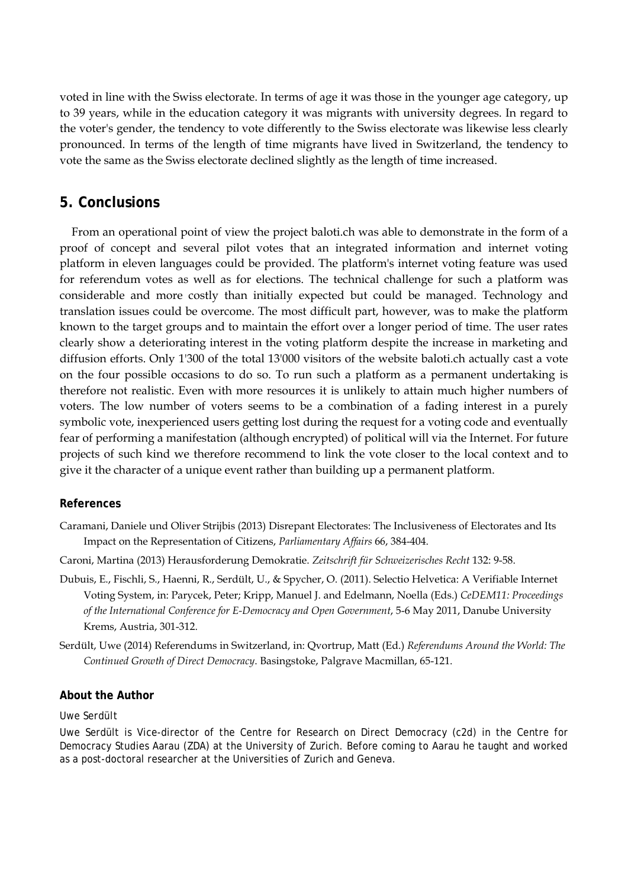voted in line with the Swiss electorate. In terms of age it was those in the younger age category, up to 39 years, while in the education category it was migrants with university degrees. In regard to the voter's gender, the tendency to vote differently to the Swiss electorate was likewise less clearly pronounced. In terms of the length of time migrants have lived in Switzerland, the tendency to vote the same as the Swiss electorate declined slightly as the length of time increased.

## 5. Conclusions

From an operational point of view the project baloti.ch was able to demonstrate in the form of a proof of concept and several pilot votes that an integrated information and internet voting platform in eleven languages could be provided. The platform's internet voting feature was used for referendum votes as well as for elections. The technical challenge for such a platform was considerable and more costly than initially expected but could be managed. Technology and translation issues could be overcome. The most difficult part, however, was to make the platform known to the target groups and to maintain the effort over a longer period of time. The user rates clearly show a deteriorating interest in the voting platform despite the increase in marketing and diffusion efforts. Only 1'300 of the total 13'000 visitors of the website baloti.ch actually cast a vote on the four possible occasions to do so. To run such a platform as a permanent undertaking is therefore not realistic. Even with more resources it is unlikely to attain much higher numbers of voters. The low number of voters seems to be a combination of a fading interest in a purely symbolic vote, inexperienced users getting lost during the request for a voting code and eventually fear of performing a manifestation (although encrypted) of political will via the Internet. For future projects of such kind we therefore recommend to link the vote closer to the local context and to give it the character of a unique event rather than building up a permanent platform.

### References

Caramani, Daniele und Oliver Strijbis (2013) Disrepant Electorates: The Inclusiveness of Electorates and Its Impact on the Representation of Citizens, *Parliamentary Affairs* 66, 384-404.

Caroni, Martina (2013) Herausforderung Demokratie. *Zeitschrift für Schweizerisches Recht* 132: 9-58.

Dubuis, E., Fischli, S., Haenni, R., Serdült, U., & Spycher, O. (2011). Selectio Helvetica: A Verifiable Internet Voting System, in: Parycek, Peter; Kripp, Manuel J. and Edelmann, Noella (Eds.) *CeDEM11: Proceedings of the International Conference for E-Democracy and Open Government*, 5-6 May 2011, Danube University Krems, Austria, 301-312.

Serdült, Uwe (2014) Referendums in Switzerland, in: Qvortrup, Matt (Ed.) *Referendums Around the World: The Continued Growth of Direct Democracy*. Basingstoke, Palgrave Macmillan, 65-121.

### About the Author

Uwe Serdült

Uwe Serdült is Vice-director of the Centre for Research on Direct Democracy (c2d) in the Centre for Democracy Studies Aarau (ZDA) at the University of Zurich. Before coming to Aarau he taught and worked as a post-doctoral researcher at the Universities of Zurich and Geneva.